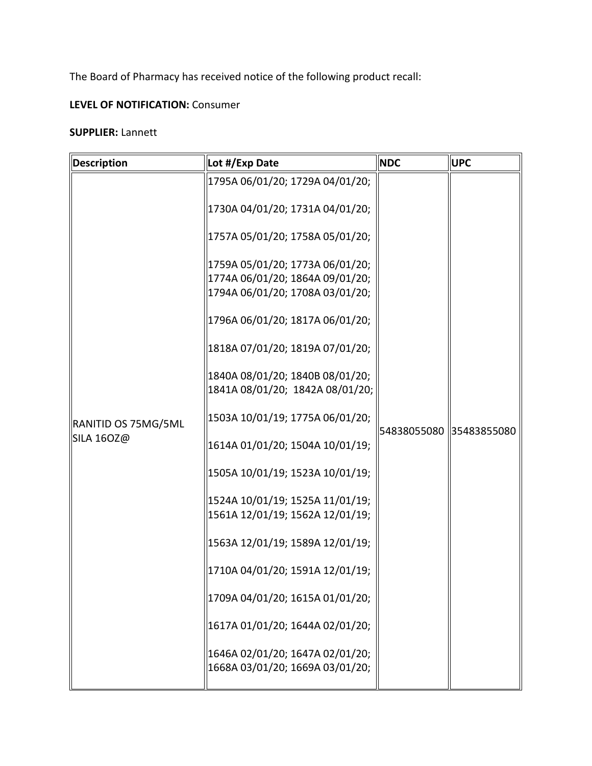The Board of Pharmacy has received notice of the following product recall:

**LEVEL OF NOTIFICATION:** Consumer

**SUPPLIER:** Lannett

| Description | Lot #/Exp Date | NDC | UPC |
| --- | --- | --- | --- |
| RANITID OS 75MG/5ML SILA 16OZ@ | 1795A 06/01/20; 1729A 04/01/20; 1730A 04/01/20; 1731A 04/01/20; 1757A 05/01/20; 1758A 05/01/20; 1759A 05/01/20; 1773A 06/01/20; 1774A 06/01/20; 1864A 09/01/20; 1794A 06/01/20; 1708A 03/01/20; 1796A 06/01/20; 1817A 06/01/20; 1818A 07/01/20; 1819A 07/01/20; 1840A 08/01/20; 1840B 08/01/20; 1841A 08/01/20; 1842A 08/01/20; 1503A 10/01/19; 1775A 06/01/20; 1614A 01/01/20; 1504A 10/01/19; 1505A 10/01/19; 1523A 10/01/19; 1524A 10/01/19; 1525A 11/01/19; 1561A 12/01/19; 1562A 12/01/19; 1563A 12/01/19; 1589A 12/01/19; 1710A 04/01/20; 1591A 12/01/19; 1709A 04/01/20; 1615A 01/01/20; 1617A 01/01/20; 1644A 02/01/20; 1646A 02/01/20; 1647A 02/01/20; 1668A 03/01/20; 1669A 03/01/20; | 54838055080 | 35483855080 |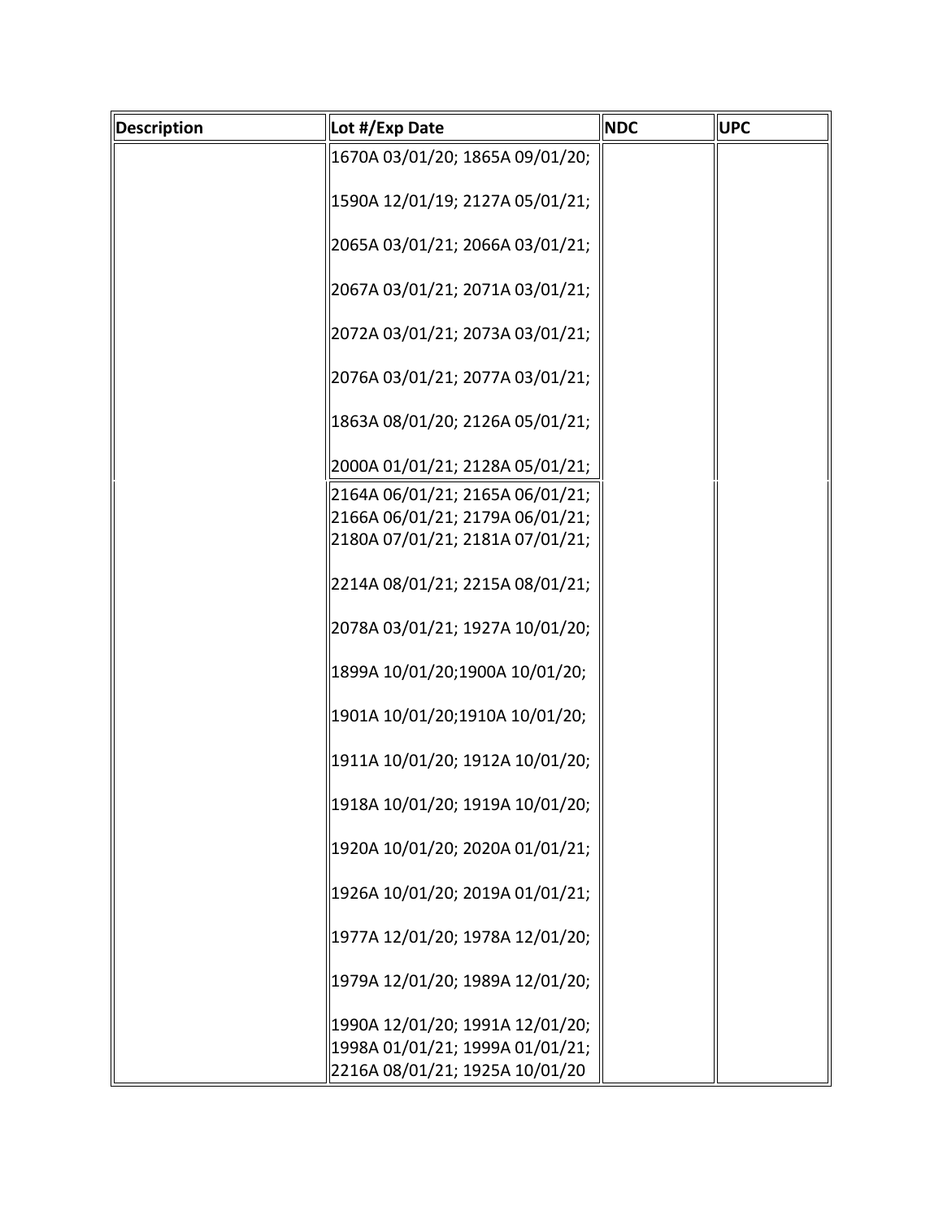| Description | Lot #/Exp Date | NDC | UPC |
| --- | --- | --- | --- |
| | 1670A 03/01/20; 1865A 09/01/20; 1590A 12/01/19; 2127A 05/01/21; 2065A 03/01/21; 2066A 03/01/21; 2067A 03/01/21; 2071A 03/01/21; 2072A 03/01/21; 2073A 03/01/21; 2076A 03/01/21; 2077A 03/01/21; 1863A 08/01/20; 2126A 05/01/21; 2000A 01/01/21; 2128A 05/01/21; | | |
| | 2164A 06/01/21; 2165A 06/01/21; 2166A 06/01/21; 2179A 06/01/21; 2180A 07/01/21; 2181A 07/01/21; 2214A 08/01/21; 2215A 08/01/21; 2078A 03/01/21; 1927A 10/01/20; 1899A 10/01/20;1900A 10/01/20; 1901A 10/01/20;1910A 10/01/20; 1911A 10/01/20; 1912A 10/01/20; 1918A 10/01/20; 1919A 10/01/20; 1920A 10/01/20; 2020A 01/01/21; 1926A 10/01/20; 2019A 01/01/21; 1977A 12/01/20; 1978A 12/01/20; 1979A 12/01/20; 1989A 12/01/20; 1990A 12/01/20; 1991A 12/01/20; 1998A 01/01/21; 1999A 01/01/21; 2216A 08/01/21; 1925A 10/01/20 | | |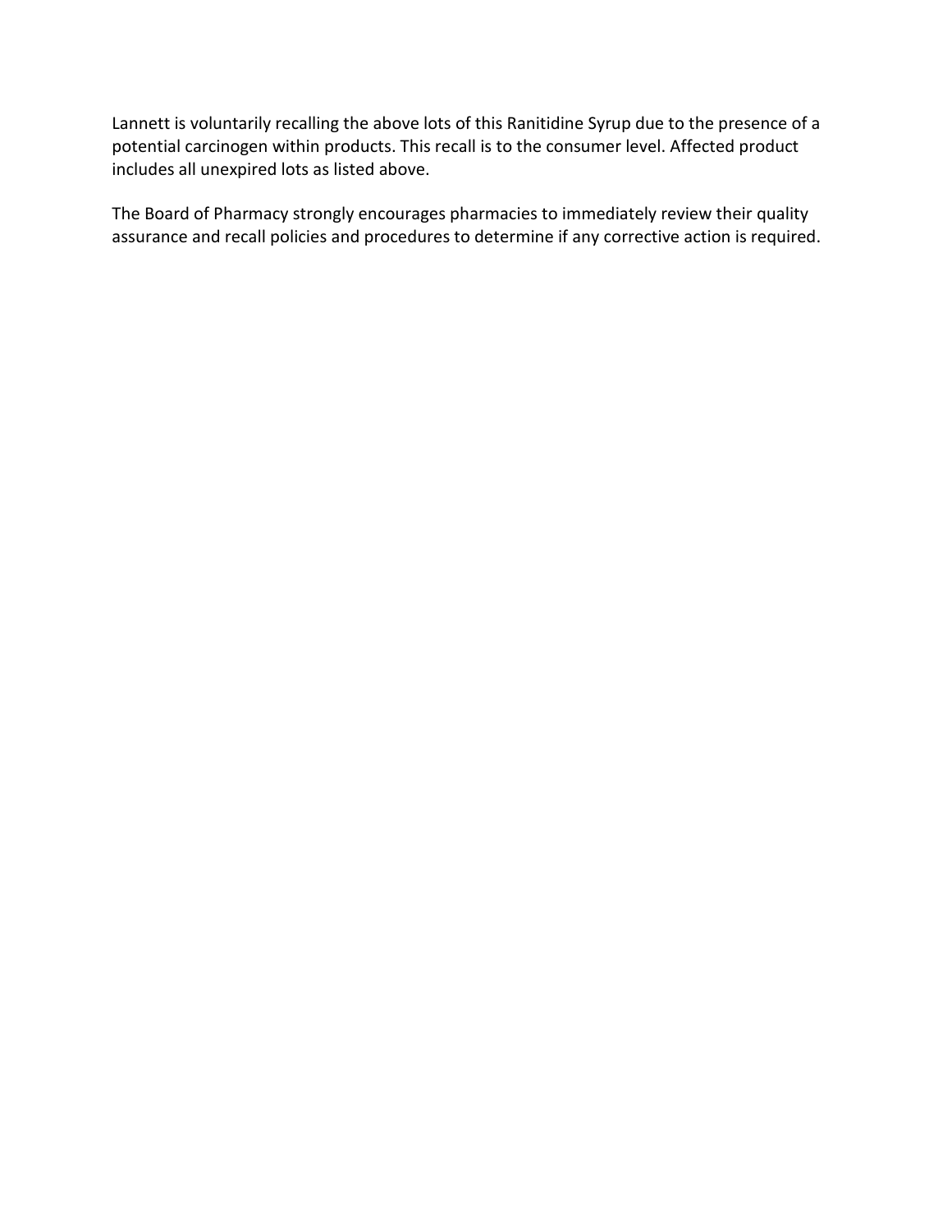Lannett is voluntarily recalling the above lots of this Ranitidine Syrup due to the presence of a potential carcinogen within products. This recall is to the consumer level. Affected product includes all unexpired lots as listed above.

The Board of Pharmacy strongly encourages pharmacies to immediately review their quality assurance and recall policies and procedures to determine if any corrective action is required.